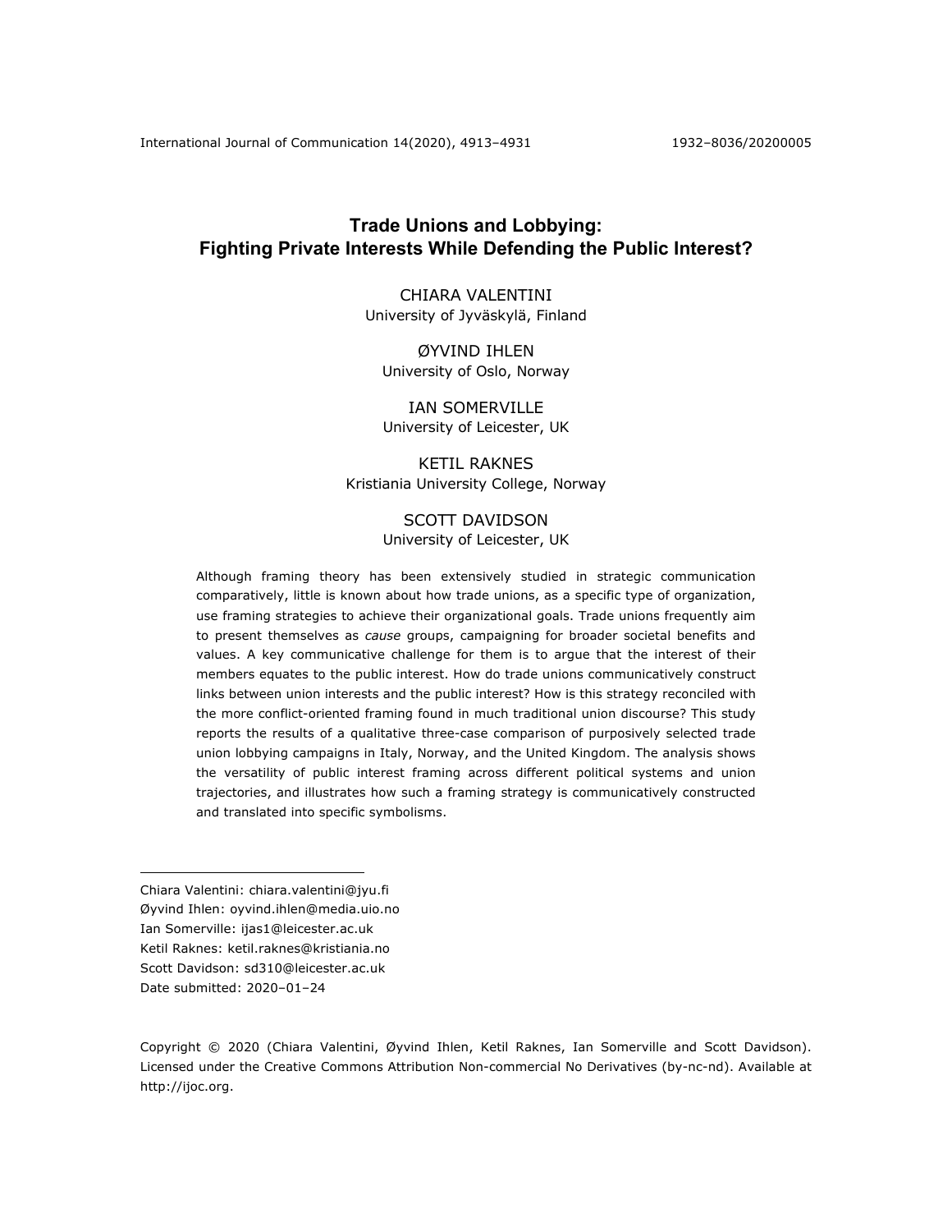# Trade Unions and Lobbying: Fighting Private Interests While Defending the Public Interest?

CHIARA VALENTINI
University of Jyväskylä, Finland

ØYVIND IHLEN
University of Oslo, Norway

IAN SOMERVILLE
University of Leicester, UK

KETIL RAKNES
Kristiania University College, Norway

SCOTT DAVIDSON
University of Leicester, UK

Although framing theory has been extensively studied in strategic communication comparatively, little is known about how trade unions, as a specific type of organization, use framing strategies to achieve their organizational goals. Trade unions frequently aim to present themselves as *cause* groups, campaigning for broader societal benefits and values. A key communicative challenge for them is to argue that the interest of their members equates to the public interest. How do trade unions communicatively construct links between union interests and the public interest? How is this strategy reconciled with the more conflict-oriented framing found in much traditional union discourse? This study reports the results of a qualitative three-case comparison of purposively selected trade union lobbying campaigns in Italy, Norway, and the United Kingdom. The analysis shows the versatility of public interest framing across different political systems and union trajectories, and illustrates how such a framing strategy is communicatively constructed and translated into specific symbolisms.

---

Chiara Valentini: chiara.valentini@jyu.fi
Øyvind Ihlen: oyvind.ihlen@media.uio.no
Ian Somerville: ijas1@leicester.ac.uk
Ketil Raknes: ketil.raknes@kristiania.no
Scott Davidson: sd310@leicester.ac.uk
Date submitted: 2020–01–24

Copyright © 2020 (Chiara Valentini, Øyvind Ihlen, Ketil Raknes, Ian Somerville and Scott Davidson). Licensed under the Creative Commons Attribution Non-commercial No Derivatives (by-nc-nd). Available at http://ijoc.org.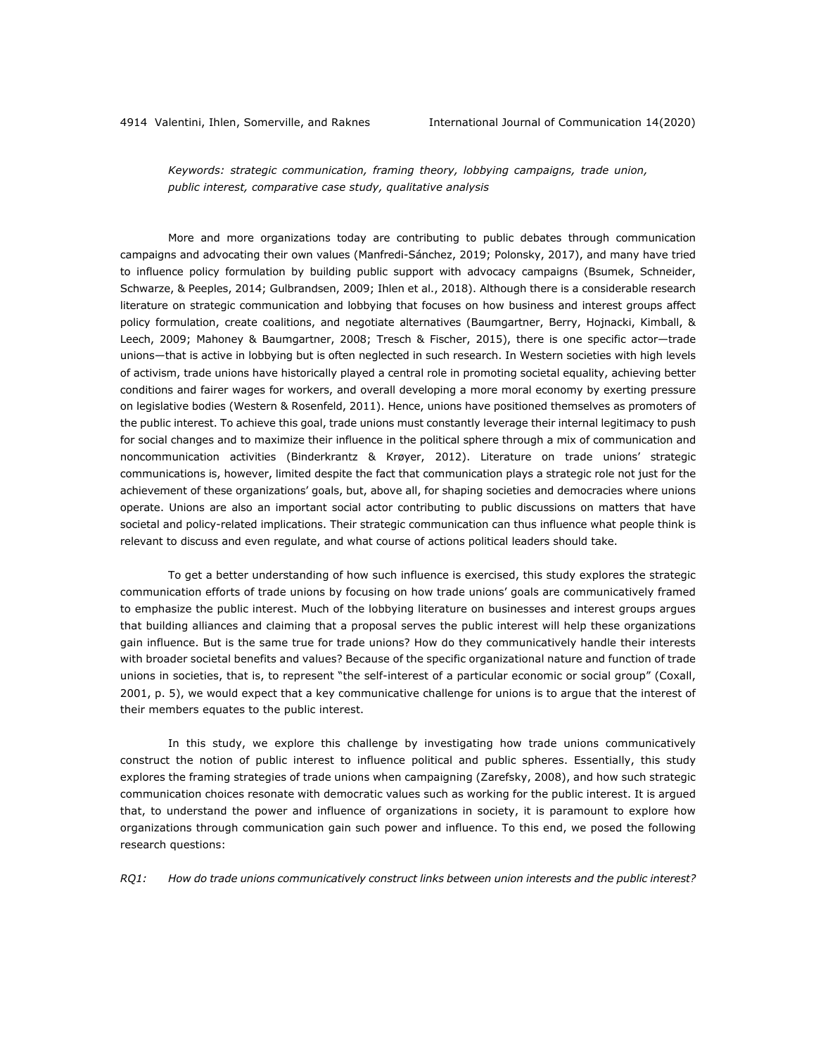*Keywords: strategic communication, framing theory, lobbying campaigns, trade union, public interest, comparative case study, qualitative analysis*

More and more organizations today are contributing to public debates through communication campaigns and advocating their own values (Manfredi-Sánchez, 2019; Polonsky, 2017), and many have tried to influence policy formulation by building public support with advocacy campaigns (Bsumek, Schneider, Schwarze, & Peeples, 2014; Gulbrandsen, 2009; Ihlen et al., 2018). Although there is a considerable research literature on strategic communication and lobbying that focuses on how business and interest groups affect policy formulation, create coalitions, and negotiate alternatives (Baumgartner, Berry, Hojnacki, Kimball, & Leech, 2009; Mahoney & Baumgartner, 2008; Tresch & Fischer, 2015), there is one specific actor—trade unions—that is active in lobbying but is often neglected in such research. In Western societies with high levels of activism, trade unions have historically played a central role in promoting societal equality, achieving better conditions and fairer wages for workers, and overall developing a more moral economy by exerting pressure on legislative bodies (Western & Rosenfeld, 2011). Hence, unions have positioned themselves as promoters of the public interest. To achieve this goal, trade unions must constantly leverage their internal legitimacy to push for social changes and to maximize their influence in the political sphere through a mix of communication and noncommunication activities (Binderkrantz & Krøyer, 2012). Literature on trade unions' strategic communications is, however, limited despite the fact that communication plays a strategic role not just for the achievement of these organizations' goals, but, above all, for shaping societies and democracies where unions operate. Unions are also an important social actor contributing to public discussions on matters that have societal and policy-related implications. Their strategic communication can thus influence what people think is relevant to discuss and even regulate, and what course of actions political leaders should take.

To get a better understanding of how such influence is exercised, this study explores the strategic communication efforts of trade unions by focusing on how trade unions' goals are communicatively framed to emphasize the public interest. Much of the lobbying literature on businesses and interest groups argues that building alliances and claiming that a proposal serves the public interest will help these organizations gain influence. But is the same true for trade unions? How do they communicatively handle their interests with broader societal benefits and values? Because of the specific organizational nature and function of trade unions in societies, that is, to represent "the self-interest of a particular economic or social group" (Coxall, 2001, p. 5), we would expect that a key communicative challenge for unions is to argue that the interest of their members equates to the public interest.

In this study, we explore this challenge by investigating how trade unions communicatively construct the notion of public interest to influence political and public spheres. Essentially, this study explores the framing strategies of trade unions when campaigning (Zarefsky, 2008), and how such strategic communication choices resonate with democratic values such as working for the public interest. It is argued that, to understand the power and influence of organizations in society, it is paramount to explore how organizations through communication gain such power and influence. To this end, we posed the following research questions:

*RQ1: How do trade unions communicatively construct links between union interests and the public interest?*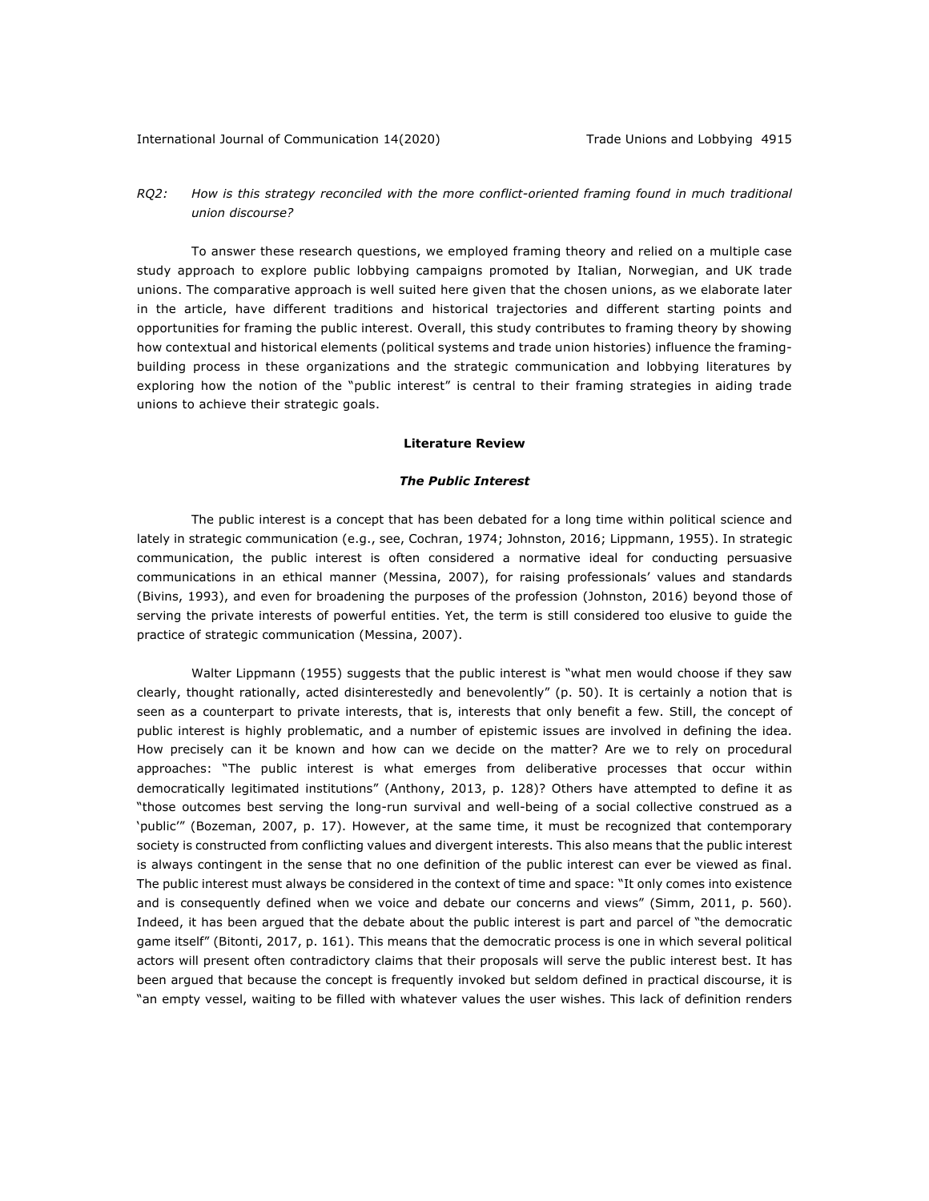*RQ2: How is this strategy reconciled with the more conflict-oriented framing found in much traditional union discourse?*

To answer these research questions, we employed framing theory and relied on a multiple case study approach to explore public lobbying campaigns promoted by Italian, Norwegian, and UK trade unions. The comparative approach is well suited here given that the chosen unions, as we elaborate later in the article, have different traditions and historical trajectories and different starting points and opportunities for framing the public interest. Overall, this study contributes to framing theory by showing how contextual and historical elements (political systems and trade union histories) influence the framing-building process in these organizations and the strategic communication and lobbying literatures by exploring how the notion of the "public interest" is central to their framing strategies in aiding trade unions to achieve their strategic goals.

## Literature Review

### *The Public Interest*

The public interest is a concept that has been debated for a long time within political science and lately in strategic communication (e.g., see, Cochran, 1974; Johnston, 2016; Lippmann, 1955). In strategic communication, the public interest is often considered a normative ideal for conducting persuasive communications in an ethical manner (Messina, 2007), for raising professionals' values and standards (Bivins, 1993), and even for broadening the purposes of the profession (Johnston, 2016) beyond those of serving the private interests of powerful entities. Yet, the term is still considered too elusive to guide the practice of strategic communication (Messina, 2007).

Walter Lippmann (1955) suggests that the public interest is "what men would choose if they saw clearly, thought rationally, acted disinterestedly and benevolently" (p. 50). It is certainly a notion that is seen as a counterpart to private interests, that is, interests that only benefit a few. Still, the concept of public interest is highly problematic, and a number of epistemic issues are involved in defining the idea. How precisely can it be known and how can we decide on the matter? Are we to rely on procedural approaches: "The public interest is what emerges from deliberative processes that occur within democratically legitimated institutions" (Anthony, 2013, p. 128)? Others have attempted to define it as "those outcomes best serving the long-run survival and well-being of a social collective construed as a 'public'" (Bozeman, 2007, p. 17). However, at the same time, it must be recognized that contemporary society is constructed from conflicting values and divergent interests. This also means that the public interest is always contingent in the sense that no one definition of the public interest can ever be viewed as final. The public interest must always be considered in the context of time and space: "It only comes into existence and is consequently defined when we voice and debate our concerns and views" (Simm, 2011, p. 560). Indeed, it has been argued that the debate about the public interest is part and parcel of "the democratic game itself" (Bitonti, 2017, p. 161). This means that the democratic process is one in which several political actors will present often contradictory claims that their proposals will serve the public interest best. It has been argued that because the concept is frequently invoked but seldom defined in practical discourse, it is "an empty vessel, waiting to be filled with whatever values the user wishes. This lack of definition renders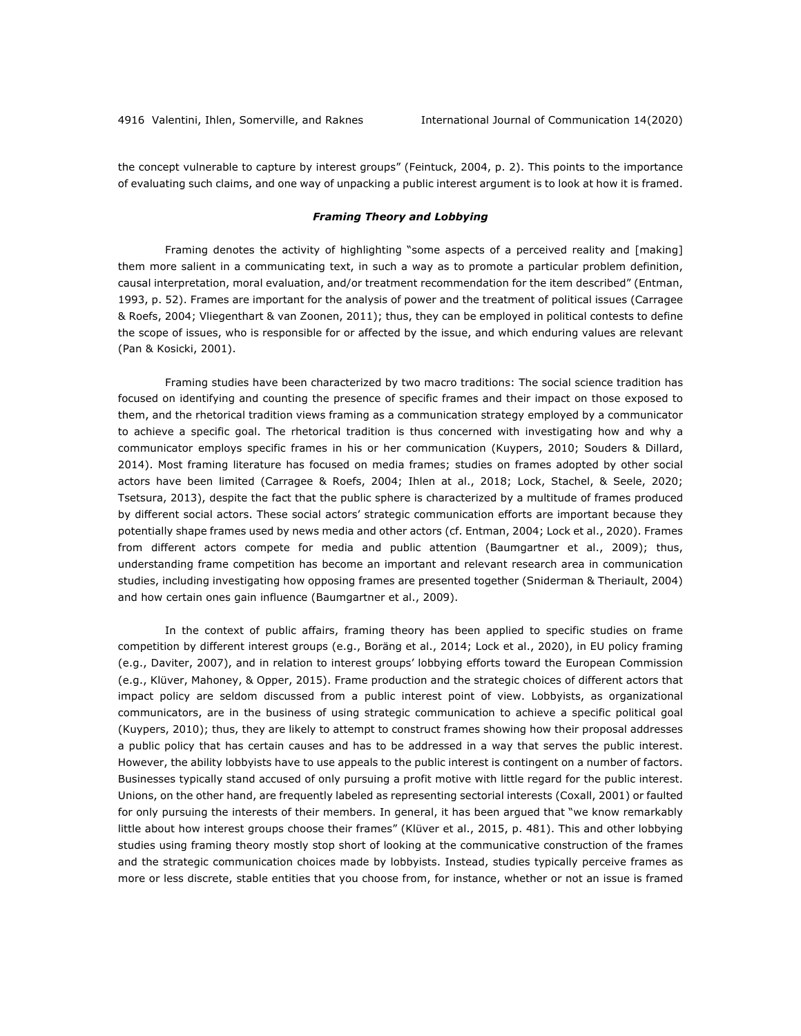the concept vulnerable to capture by interest groups" (Feintuck, 2004, p. 2). This points to the importance of evaluating such claims, and one way of unpacking a public interest argument is to look at how it is framed.

### *Framing Theory and Lobbying*

Framing denotes the activity of highlighting "some aspects of a perceived reality and [making] them more salient in a communicating text, in such a way as to promote a particular problem definition, causal interpretation, moral evaluation, and/or treatment recommendation for the item described" (Entman, 1993, p. 52). Frames are important for the analysis of power and the treatment of political issues (Carragee & Roefs, 2004; Vliegenthart & van Zoonen, 2011); thus, they can be employed in political contests to define the scope of issues, who is responsible for or affected by the issue, and which enduring values are relevant (Pan & Kosicki, 2001).

Framing studies have been characterized by two macro traditions: The social science tradition has focused on identifying and counting the presence of specific frames and their impact on those exposed to them, and the rhetorical tradition views framing as a communication strategy employed by a communicator to achieve a specific goal. The rhetorical tradition is thus concerned with investigating how and why a communicator employs specific frames in his or her communication (Kuypers, 2010; Souders & Dillard, 2014). Most framing literature has focused on media frames; studies on frames adopted by other social actors have been limited (Carragee & Roefs, 2004; Ihlen at al., 2018; Lock, Stachel, & Seele, 2020; Tsetsura, 2013), despite the fact that the public sphere is characterized by a multitude of frames produced by different social actors. These social actors' strategic communication efforts are important because they potentially shape frames used by news media and other actors (cf. Entman, 2004; Lock et al., 2020). Frames from different actors compete for media and public attention (Baumgartner et al., 2009); thus, understanding frame competition has become an important and relevant research area in communication studies, including investigating how opposing frames are presented together (Sniderman & Theriault, 2004) and how certain ones gain influence (Baumgartner et al., 2009).

In the context of public affairs, framing theory has been applied to specific studies on frame competition by different interest groups (e.g., Boräng et al., 2014; Lock et al., 2020), in EU policy framing (e.g., Daviter, 2007), and in relation to interest groups' lobbying efforts toward the European Commission (e.g., Klüver, Mahoney, & Opper, 2015). Frame production and the strategic choices of different actors that impact policy are seldom discussed from a public interest point of view. Lobbyists, as organizational communicators, are in the business of using strategic communication to achieve a specific political goal (Kuypers, 2010); thus, they are likely to attempt to construct frames showing how their proposal addresses a public policy that has certain causes and has to be addressed in a way that serves the public interest. However, the ability lobbyists have to use appeals to the public interest is contingent on a number of factors. Businesses typically stand accused of only pursuing a profit motive with little regard for the public interest. Unions, on the other hand, are frequently labeled as representing sectorial interests (Coxall, 2001) or faulted for only pursuing the interests of their members. In general, it has been argued that "we know remarkably little about how interest groups choose their frames" (Klüver et al., 2015, p. 481). This and other lobbying studies using framing theory mostly stop short of looking at the communicative construction of the frames and the strategic communication choices made by lobbyists. Instead, studies typically perceive frames as more or less discrete, stable entities that you choose from, for instance, whether or not an issue is framed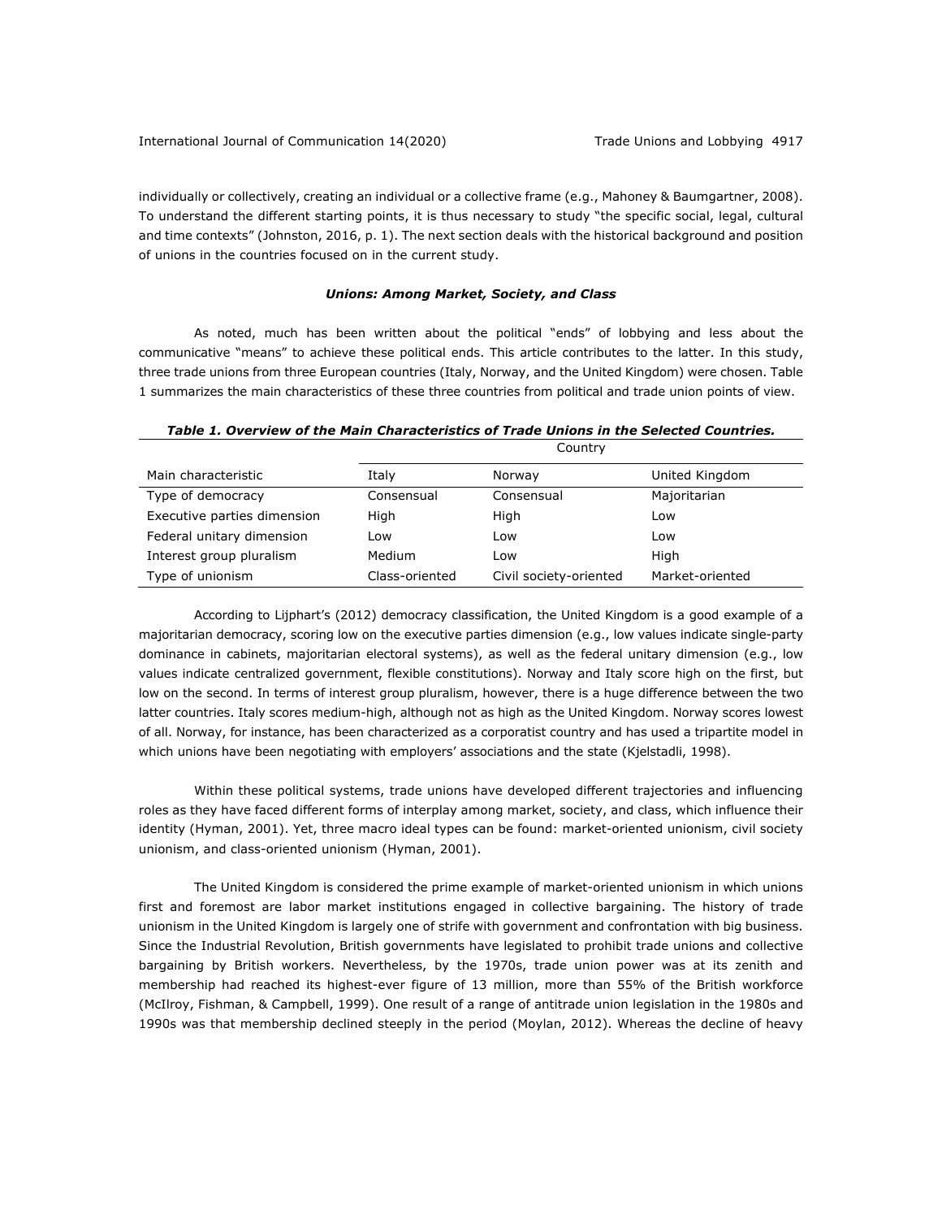individually or collectively, creating an individual or a collective frame (e.g., Mahoney & Baumgartner, 2008). To understand the different starting points, it is thus necessary to study "the specific social, legal, cultural and time contexts" (Johnston, 2016, p. 1). The next section deals with the historical background and position of unions in the countries focused on in the current study.

### ***Unions: Among Market, Society, and Class***

As noted, much has been written about the political "ends" of lobbying and less about the communicative "means" to achieve these political ends. This article contributes to the latter. In this study, three trade unions from three European countries (Italy, Norway, and the United Kingdom) were chosen. Table 1 summarizes the main characteristics of these three countries from political and trade union points of view.

***Table 1. Overview of the Main Characteristics of Trade Unions in the Selected Countries.***

| | Country | | |
|---|---|---|---|
| Main characteristic | Italy | Norway | United Kingdom |
| Type of democracy | Consensual | Consensual | Majoritarian |
| Executive parties dimension | High | High | Low |
| Federal unitary dimension | Low | Low | Low |
| Interest group pluralism | Medium | Low | High |
| Type of unionism | Class-oriented | Civil society-oriented | Market-oriented |

According to Lijphart's (2012) democracy classification, the United Kingdom is a good example of a majoritarian democracy, scoring low on the executive parties dimension (e.g., low values indicate single-party dominance in cabinets, majoritarian electoral systems), as well as the federal unitary dimension (e.g., low values indicate centralized government, flexible constitutions). Norway and Italy score high on the first, but low on the second. In terms of interest group pluralism, however, there is a huge difference between the two latter countries. Italy scores medium-high, although not as high as the United Kingdom. Norway scores lowest of all. Norway, for instance, has been characterized as a corporatist country and has used a tripartite model in which unions have been negotiating with employers' associations and the state (Kjelstadli, 1998).

Within these political systems, trade unions have developed different trajectories and influencing roles as they have faced different forms of interplay among market, society, and class, which influence their identity (Hyman, 2001). Yet, three macro ideal types can be found: market-oriented unionism, civil society unionism, and class-oriented unionism (Hyman, 2001).

The United Kingdom is considered the prime example of market-oriented unionism in which unions first and foremost are labor market institutions engaged in collective bargaining. The history of trade unionism in the United Kingdom is largely one of strife with government and confrontation with big business. Since the Industrial Revolution, British governments have legislated to prohibit trade unions and collective bargaining by British workers. Nevertheless, by the 1970s, trade union power was at its zenith and membership had reached its highest-ever figure of 13 million, more than 55% of the British workforce (McIlroy, Fishman, & Campbell, 1999). One result of a range of antitrade union legislation in the 1980s and 1990s was that membership declined steeply in the period (Moylan, 2012). Whereas the decline of heavy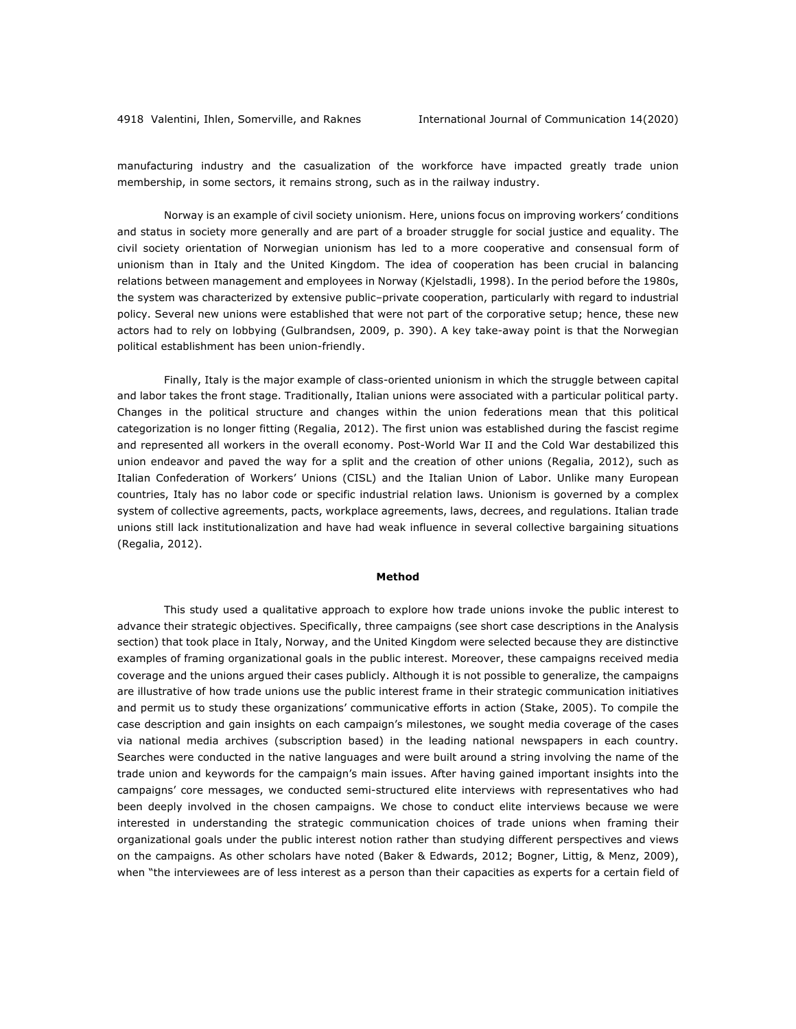manufacturing industry and the casualization of the workforce have impacted greatly trade union membership, in some sectors, it remains strong, such as in the railway industry.

Norway is an example of civil society unionism. Here, unions focus on improving workers' conditions and status in society more generally and are part of a broader struggle for social justice and equality. The civil society orientation of Norwegian unionism has led to a more cooperative and consensual form of unionism than in Italy and the United Kingdom. The idea of cooperation has been crucial in balancing relations between management and employees in Norway (Kjelstadli, 1998). In the period before the 1980s, the system was characterized by extensive public–private cooperation, particularly with regard to industrial policy. Several new unions were established that were not part of the corporative setup; hence, these new actors had to rely on lobbying (Gulbrandsen, 2009, p. 390). A key take-away point is that the Norwegian political establishment has been union-friendly.

Finally, Italy is the major example of class-oriented unionism in which the struggle between capital and labor takes the front stage. Traditionally, Italian unions were associated with a particular political party. Changes in the political structure and changes within the union federations mean that this political categorization is no longer fitting (Regalia, 2012). The first union was established during the fascist regime and represented all workers in the overall economy. Post-World War II and the Cold War destabilized this union endeavor and paved the way for a split and the creation of other unions (Regalia, 2012), such as Italian Confederation of Workers' Unions (CISL) and the Italian Union of Labor. Unlike many European countries, Italy has no labor code or specific industrial relation laws. Unionism is governed by a complex system of collective agreements, pacts, workplace agreements, laws, decrees, and regulations. Italian trade unions still lack institutionalization and have had weak influence in several collective bargaining situations (Regalia, 2012).

## Method

This study used a qualitative approach to explore how trade unions invoke the public interest to advance their strategic objectives. Specifically, three campaigns (see short case descriptions in the Analysis section) that took place in Italy, Norway, and the United Kingdom were selected because they are distinctive examples of framing organizational goals in the public interest. Moreover, these campaigns received media coverage and the unions argued their cases publicly. Although it is not possible to generalize, the campaigns are illustrative of how trade unions use the public interest frame in their strategic communication initiatives and permit us to study these organizations' communicative efforts in action (Stake, 2005). To compile the case description and gain insights on each campaign's milestones, we sought media coverage of the cases via national media archives (subscription based) in the leading national newspapers in each country. Searches were conducted in the native languages and were built around a string involving the name of the trade union and keywords for the campaign's main issues. After having gained important insights into the campaigns' core messages, we conducted semi-structured elite interviews with representatives who had been deeply involved in the chosen campaigns. We chose to conduct elite interviews because we were interested in understanding the strategic communication choices of trade unions when framing their organizational goals under the public interest notion rather than studying different perspectives and views on the campaigns. As other scholars have noted (Baker & Edwards, 2012; Bogner, Littig, & Menz, 2009), when "the interviewees are of less interest as a person than their capacities as experts for a certain field of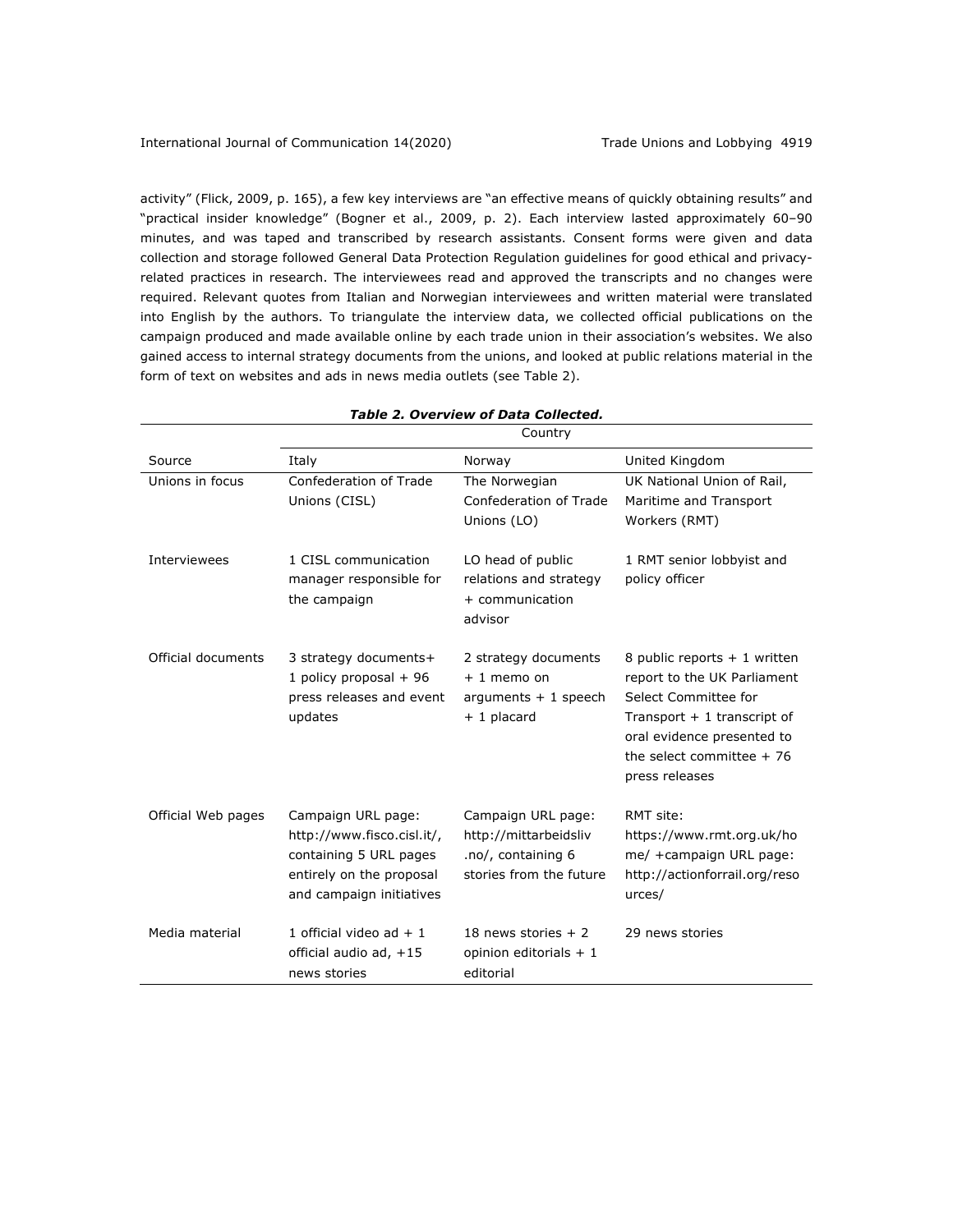activity" (Flick, 2009, p. 165), a few key interviews are "an effective means of quickly obtaining results" and "practical insider knowledge" (Bogner et al., 2009, p. 2). Each interview lasted approximately 60–90 minutes, and was taped and transcribed by research assistants. Consent forms were given and data collection and storage followed General Data Protection Regulation guidelines for good ethical and privacy-related practices in research. The interviewees read and approved the transcripts and no changes were required. Relevant quotes from Italian and Norwegian interviewees and written material were translated into English by the authors. To triangulate the interview data, we collected official publications on the campaign produced and made available online by each trade union in their association's websites. We also gained access to internal strategy documents from the unions, and looked at public relations material in the form of text on websites and ads in news media outlets (see Table 2).

***Table 2. Overview of Data Collected.***

| | Country | | |
|---|---|---|---|
| Source | Italy | Norway | United Kingdom |
| Unions in focus | Confederation of Trade Unions (CISL) | The Norwegian Confederation of Trade Unions (LO) | UK National Union of Rail, Maritime and Transport Workers (RMT) |
| Interviewees | 1 CISL communication manager responsible for the campaign | LO head of public relations and strategy + communication advisor | 1 RMT senior lobbyist and policy officer |
| Official documents | 3 strategy documents+ 1 policy proposal + 96 press releases and event updates | 2 strategy documents + 1 memo on arguments + 1 speech + 1 placard | 8 public reports + 1 written report to the UK Parliament Select Committee for Transport + 1 transcript of oral evidence presented to the select committee + 76 press releases |
| Official Web pages | Campaign URL page: http://www.fisco.cisl.it/, containing 5 URL pages entirely on the proposal and campaign initiatives | Campaign URL page: http://mittarbeidsliv.no/, containing 6 stories from the future | RMT site: https://www.rmt.org.uk/home/ +campaign URL page: http://actionforrail.org/resources/ |
| Media material | 1 official video ad + 1 official audio ad, +15 news stories | 18 news stories + 2 opinion editorials + 1 editorial | 29 news stories |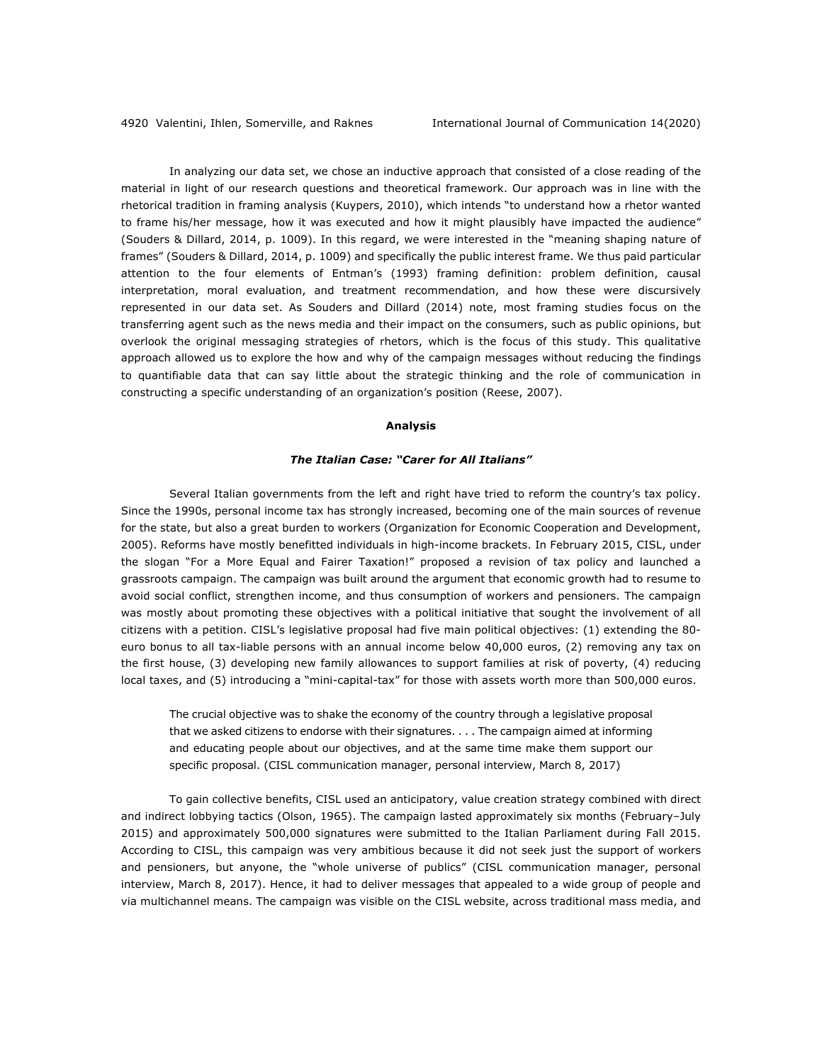In analyzing our data set, we chose an inductive approach that consisted of a close reading of the material in light of our research questions and theoretical framework. Our approach was in line with the rhetorical tradition in framing analysis (Kuypers, 2010), which intends "to understand how a rhetor wanted to frame his/her message, how it was executed and how it might plausibly have impacted the audience" (Souders & Dillard, 2014, p. 1009). In this regard, we were interested in the "meaning shaping nature of frames" (Souders & Dillard, 2014, p. 1009) and specifically the public interest frame. We thus paid particular attention to the four elements of Entman's (1993) framing definition: problem definition, causal interpretation, moral evaluation, and treatment recommendation, and how these were discursively represented in our data set. As Souders and Dillard (2014) note, most framing studies focus on the transferring agent such as the news media and their impact on the consumers, such as public opinions, but overlook the original messaging strategies of rhetors, which is the focus of this study. This qualitative approach allowed us to explore the how and why of the campaign messages without reducing the findings to quantifiable data that can say little about the strategic thinking and the role of communication in constructing a specific understanding of an organization's position (Reese, 2007).

## Analysis

### *The Italian Case: "Carer for All Italians"*

Several Italian governments from the left and right have tried to reform the country's tax policy. Since the 1990s, personal income tax has strongly increased, becoming one of the main sources of revenue for the state, but also a great burden to workers (Organization for Economic Cooperation and Development, 2005). Reforms have mostly benefitted individuals in high-income brackets. In February 2015, CISL, under the slogan "For a More Equal and Fairer Taxation!" proposed a revision of tax policy and launched a grassroots campaign. The campaign was built around the argument that economic growth had to resume to avoid social conflict, strengthen income, and thus consumption of workers and pensioners. The campaign was mostly about promoting these objectives with a political initiative that sought the involvement of all citizens with a petition. CISL's legislative proposal had five main political objectives: (1) extending the 80-euro bonus to all tax-liable persons with an annual income below 40,000 euros, (2) removing any tax on the first house, (3) developing new family allowances to support families at risk of poverty, (4) reducing local taxes, and (5) introducing a "mini-capital-tax" for those with assets worth more than 500,000 euros.

> The crucial objective was to shake the economy of the country through a legislative proposal that we asked citizens to endorse with their signatures. . . . The campaign aimed at informing and educating people about our objectives, and at the same time make them support our specific proposal. (CISL communication manager, personal interview, March 8, 2017)

To gain collective benefits, CISL used an anticipatory, value creation strategy combined with direct and indirect lobbying tactics (Olson, 1965). The campaign lasted approximately six months (February–July 2015) and approximately 500,000 signatures were submitted to the Italian Parliament during Fall 2015. According to CISL, this campaign was very ambitious because it did not seek just the support of workers and pensioners, but anyone, the "whole universe of publics" (CISL communication manager, personal interview, March 8, 2017). Hence, it had to deliver messages that appealed to a wide group of people and via multichannel means. The campaign was visible on the CISL website, across traditional mass media, and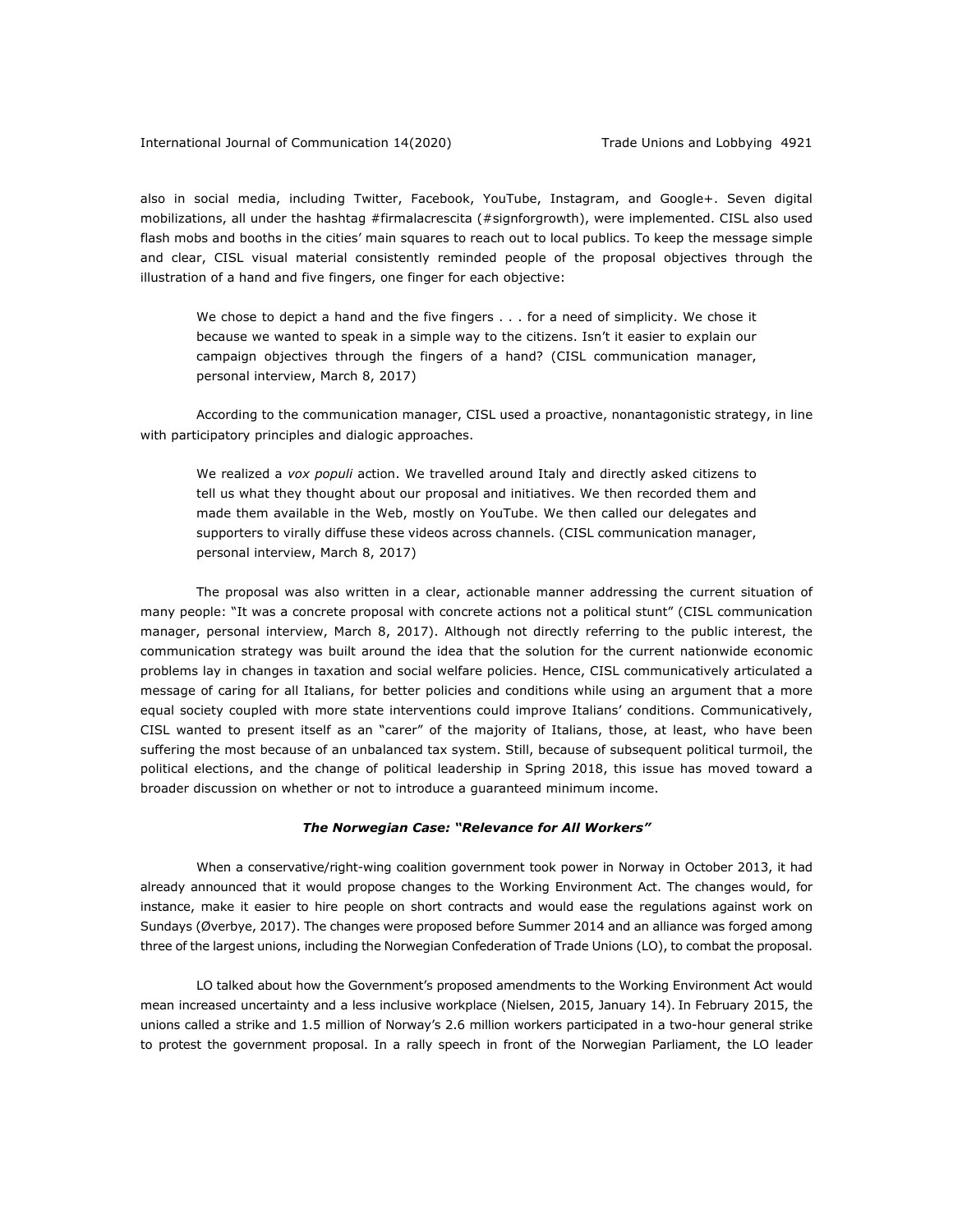also in social media, including Twitter, Facebook, YouTube, Instagram, and Google+. Seven digital mobilizations, all under the hashtag #firmalacrescita (#signforgrowth), were implemented. CISL also used flash mobs and booths in the cities' main squares to reach out to local publics. To keep the message simple and clear, CISL visual material consistently reminded people of the proposal objectives through the illustration of a hand and five fingers, one finger for each objective:

> We chose to depict a hand and the five fingers . . . for a need of simplicity. We chose it because we wanted to speak in a simple way to the citizens. Isn't it easier to explain our campaign objectives through the fingers of a hand? (CISL communication manager, personal interview, March 8, 2017)

According to the communication manager, CISL used a proactive, nonantagonistic strategy, in line with participatory principles and dialogic approaches.

> We realized a *vox populi* action. We travelled around Italy and directly asked citizens to tell us what they thought about our proposal and initiatives. We then recorded them and made them available in the Web, mostly on YouTube. We then called our delegates and supporters to virally diffuse these videos across channels. (CISL communication manager, personal interview, March 8, 2017)

The proposal was also written in a clear, actionable manner addressing the current situation of many people: "It was a concrete proposal with concrete actions not a political stunt" (CISL communication manager, personal interview, March 8, 2017). Although not directly referring to the public interest, the communication strategy was built around the idea that the solution for the current nationwide economic problems lay in changes in taxation and social welfare policies. Hence, CISL communicatively articulated a message of caring for all Italians, for better policies and conditions while using an argument that a more equal society coupled with more state interventions could improve Italians' conditions. Communicatively, CISL wanted to present itself as an "carer" of the majority of Italians, those, at least, who have been suffering the most because of an unbalanced tax system. Still, because of subsequent political turmoil, the political elections, and the change of political leadership in Spring 2018, this issue has moved toward a broader discussion on whether or not to introduce a guaranteed minimum income.

### *The Norwegian Case: "Relevance for All Workers"*

When a conservative/right-wing coalition government took power in Norway in October 2013, it had already announced that it would propose changes to the Working Environment Act. The changes would, for instance, make it easier to hire people on short contracts and would ease the regulations against work on Sundays (Øverbye, 2017). The changes were proposed before Summer 2014 and an alliance was forged among three of the largest unions, including the Norwegian Confederation of Trade Unions (LO), to combat the proposal.

LO talked about how the Government's proposed amendments to the Working Environment Act would mean increased uncertainty and a less inclusive workplace (Nielsen, 2015, January 14). In February 2015, the unions called a strike and 1.5 million of Norway's 2.6 million workers participated in a two-hour general strike to protest the government proposal. In a rally speech in front of the Norwegian Parliament, the LO leader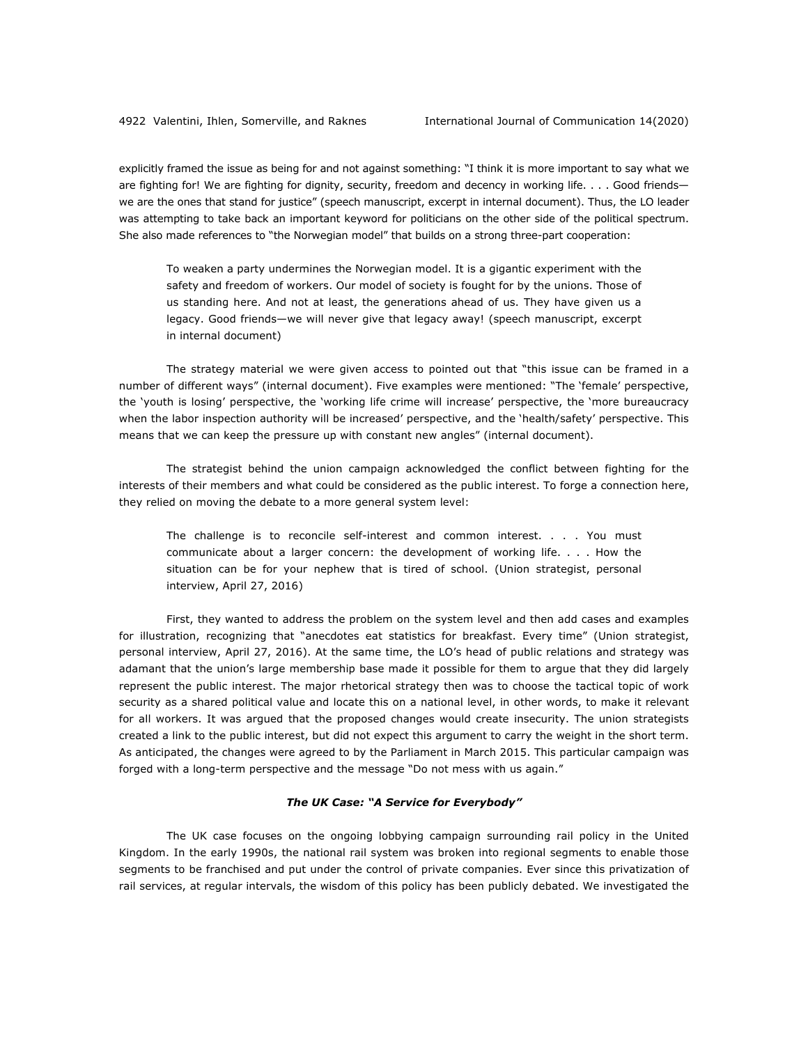explicitly framed the issue as being for and not against something: "I think it is more important to say what we are fighting for! We are fighting for dignity, security, freedom and decency in working life. . . . Good friends—we are the ones that stand for justice" (speech manuscript, excerpt in internal document). Thus, the LO leader was attempting to take back an important keyword for politicians on the other side of the political spectrum. She also made references to "the Norwegian model" that builds on a strong three-part cooperation:

> To weaken a party undermines the Norwegian model. It is a gigantic experiment with the safety and freedom of workers. Our model of society is fought for by the unions. Those of us standing here. And not at least, the generations ahead of us. They have given us a legacy. Good friends—we will never give that legacy away! (speech manuscript, excerpt in internal document)

The strategy material we were given access to pointed out that "this issue can be framed in a number of different ways" (internal document). Five examples were mentioned: "The 'female' perspective, the 'youth is losing' perspective, the 'working life crime will increase' perspective, the 'more bureaucracy when the labor inspection authority will be increased' perspective, and the 'health/safety' perspective. This means that we can keep the pressure up with constant new angles" (internal document).

The strategist behind the union campaign acknowledged the conflict between fighting for the interests of their members and what could be considered as the public interest. To forge a connection here, they relied on moving the debate to a more general system level:

> The challenge is to reconcile self-interest and common interest. . . . You must communicate about a larger concern: the development of working life. . . . How the situation can be for your nephew that is tired of school. (Union strategist, personal interview, April 27, 2016)

First, they wanted to address the problem on the system level and then add cases and examples for illustration, recognizing that "anecdotes eat statistics for breakfast. Every time" (Union strategist, personal interview, April 27, 2016). At the same time, the LO's head of public relations and strategy was adamant that the union's large membership base made it possible for them to argue that they did largely represent the public interest. The major rhetorical strategy then was to choose the tactical topic of work security as a shared political value and locate this on a national level, in other words, to make it relevant for all workers. It was argued that the proposed changes would create insecurity. The union strategists created a link to the public interest, but did not expect this argument to carry the weight in the short term. As anticipated, the changes were agreed to by the Parliament in March 2015. This particular campaign was forged with a long-term perspective and the message "Do not mess with us again."

### *The UK Case: "A Service for Everybody"*

The UK case focuses on the ongoing lobbying campaign surrounding rail policy in the United Kingdom. In the early 1990s, the national rail system was broken into regional segments to enable those segments to be franchised and put under the control of private companies. Ever since this privatization of rail services, at regular intervals, the wisdom of this policy has been publicly debated. We investigated the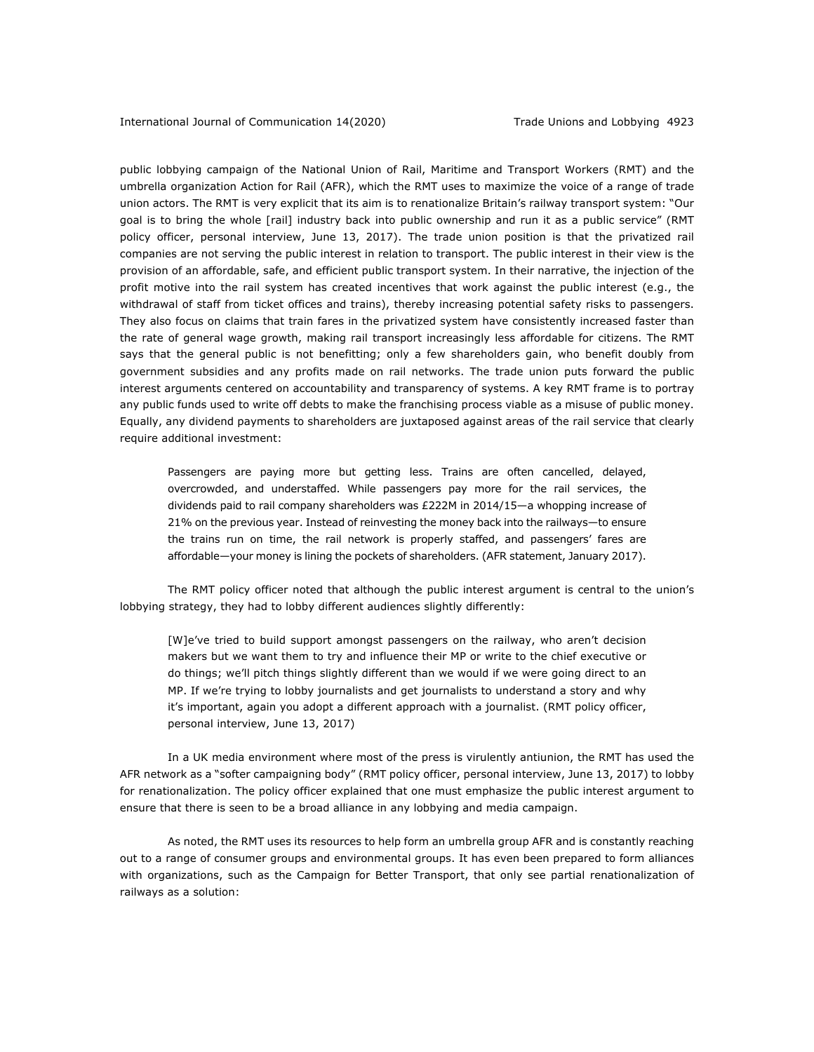public lobbying campaign of the National Union of Rail, Maritime and Transport Workers (RMT) and the umbrella organization Action for Rail (AFR), which the RMT uses to maximize the voice of a range of trade union actors. The RMT is very explicit that its aim is to renationalize Britain's railway transport system: "Our goal is to bring the whole [rail] industry back into public ownership and run it as a public service" (RMT policy officer, personal interview, June 13, 2017). The trade union position is that the privatized rail companies are not serving the public interest in relation to transport. The public interest in their view is the provision of an affordable, safe, and efficient public transport system. In their narrative, the injection of the profit motive into the rail system has created incentives that work against the public interest (e.g., the withdrawal of staff from ticket offices and trains), thereby increasing potential safety risks to passengers. They also focus on claims that train fares in the privatized system have consistently increased faster than the rate of general wage growth, making rail transport increasingly less affordable for citizens. The RMT says that the general public is not benefitting; only a few shareholders gain, who benefit doubly from government subsidies and any profits made on rail networks. The trade union puts forward the public interest arguments centered on accountability and transparency of systems. A key RMT frame is to portray any public funds used to write off debts to make the franchising process viable as a misuse of public money. Equally, any dividend payments to shareholders are juxtaposed against areas of the rail service that clearly require additional investment:

> Passengers are paying more but getting less. Trains are often cancelled, delayed, overcrowded, and understaffed. While passengers pay more for the rail services, the dividends paid to rail company shareholders was £222M in 2014/15—a whopping increase of 21% on the previous year. Instead of reinvesting the money back into the railways—to ensure the trains run on time, the rail network is properly staffed, and passengers' fares are affordable—your money is lining the pockets of shareholders. (AFR statement, January 2017).

The RMT policy officer noted that although the public interest argument is central to the union's lobbying strategy, they had to lobby different audiences slightly differently:

> [W]e've tried to build support amongst passengers on the railway, who aren't decision makers but we want them to try and influence their MP or write to the chief executive or do things; we'll pitch things slightly different than we would if we were going direct to an MP. If we're trying to lobby journalists and get journalists to understand a story and why it's important, again you adopt a different approach with a journalist. (RMT policy officer, personal interview, June 13, 2017)

In a UK media environment where most of the press is virulently antiunion, the RMT has used the AFR network as a "softer campaigning body" (RMT policy officer, personal interview, June 13, 2017) to lobby for renationalization. The policy officer explained that one must emphasize the public interest argument to ensure that there is seen to be a broad alliance in any lobbying and media campaign.

As noted, the RMT uses its resources to help form an umbrella group AFR and is constantly reaching out to a range of consumer groups and environmental groups. It has even been prepared to form alliances with organizations, such as the Campaign for Better Transport, that only see partial renationalization of railways as a solution: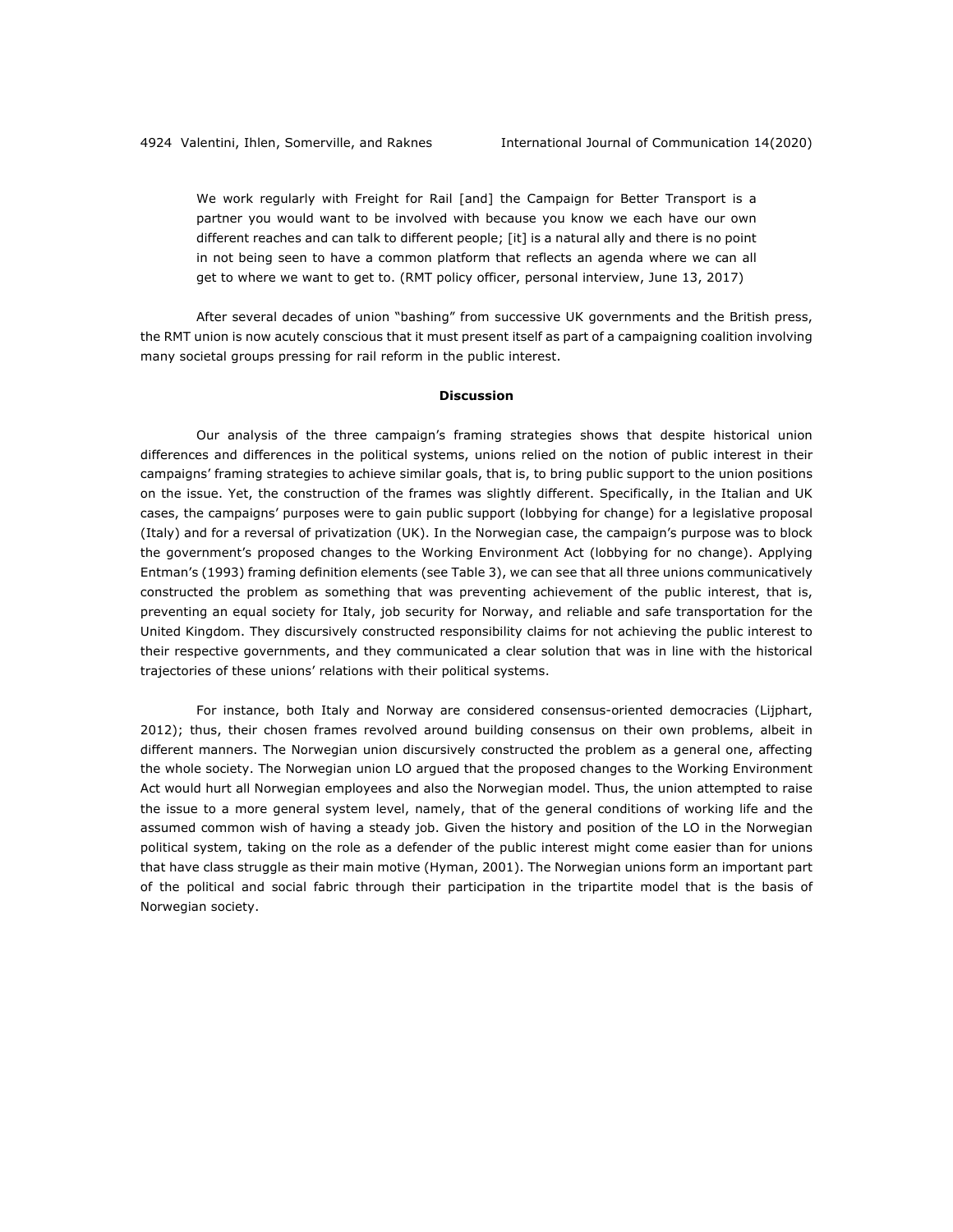> We work regularly with Freight for Rail [and] the Campaign for Better Transport is a partner you would want to be involved with because you know we each have our own different reaches and can talk to different people; [it] is a natural ally and there is no point in not being seen to have a common platform that reflects an agenda where we can all get to where we want to get to. (RMT policy officer, personal interview, June 13, 2017)

After several decades of union "bashing" from successive UK governments and the British press, the RMT union is now acutely conscious that it must present itself as part of a campaigning coalition involving many societal groups pressing for rail reform in the public interest.

## Discussion

Our analysis of the three campaign's framing strategies shows that despite historical union differences and differences in the political systems, unions relied on the notion of public interest in their campaigns' framing strategies to achieve similar goals, that is, to bring public support to the union positions on the issue. Yet, the construction of the frames was slightly different. Specifically, in the Italian and UK cases, the campaigns' purposes were to gain public support (lobbying for change) for a legislative proposal (Italy) and for a reversal of privatization (UK). In the Norwegian case, the campaign's purpose was to block the government's proposed changes to the Working Environment Act (lobbying for no change). Applying Entman's (1993) framing definition elements (see Table 3), we can see that all three unions communicatively constructed the problem as something that was preventing achievement of the public interest, that is, preventing an equal society for Italy, job security for Norway, and reliable and safe transportation for the United Kingdom. They discursively constructed responsibility claims for not achieving the public interest to their respective governments, and they communicated a clear solution that was in line with the historical trajectories of these unions' relations with their political systems.

For instance, both Italy and Norway are considered consensus-oriented democracies (Lijphart, 2012); thus, their chosen frames revolved around building consensus on their own problems, albeit in different manners. The Norwegian union discursively constructed the problem as a general one, affecting the whole society. The Norwegian union LO argued that the proposed changes to the Working Environment Act would hurt all Norwegian employees and also the Norwegian model. Thus, the union attempted to raise the issue to a more general system level, namely, that of the general conditions of working life and the assumed common wish of having a steady job. Given the history and position of the LO in the Norwegian political system, taking on the role as a defender of the public interest might come easier than for unions that have class struggle as their main motive (Hyman, 2001). The Norwegian unions form an important part of the political and social fabric through their participation in the tripartite model that is the basis of Norwegian society.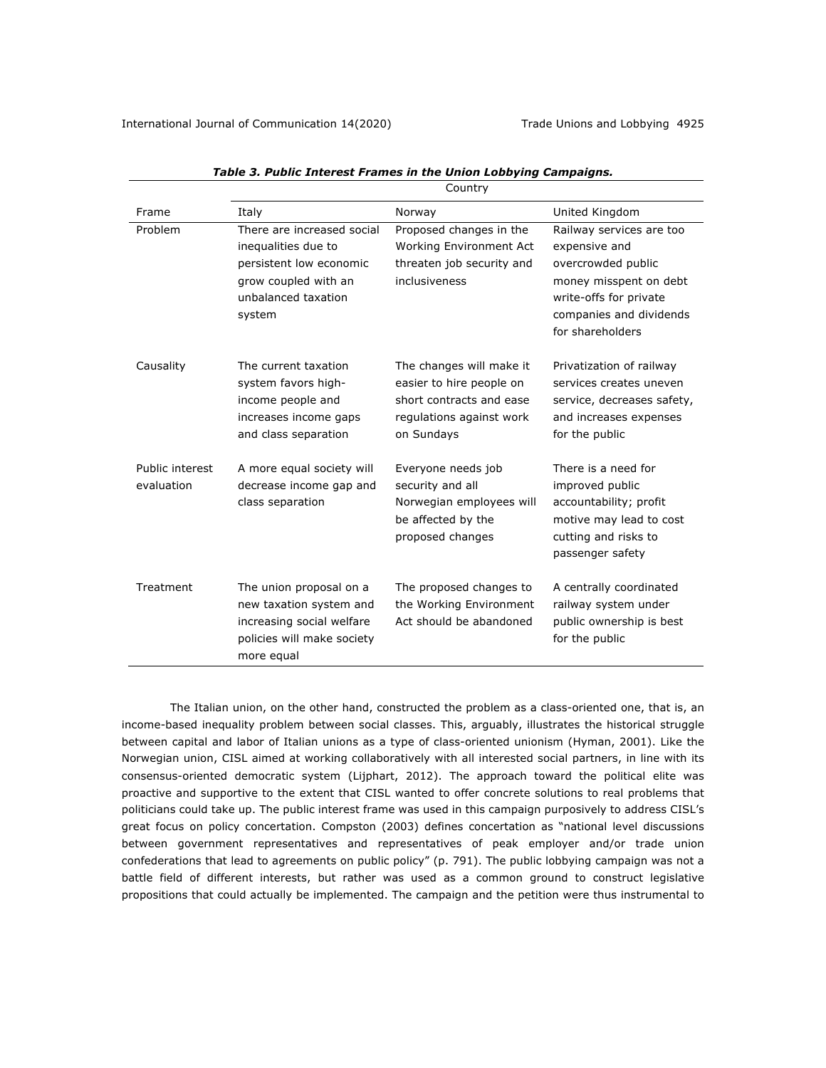*Table 3. Public Interest Frames in the Union Lobbying Campaigns.*

| Frame | Country | | |
|---|---|---|---|
| | Italy | Norway | United Kingdom |
| Problem | There are increased social inequalities due to persistent low economic grow coupled with an unbalanced taxation system | Proposed changes in the Working Environment Act threaten job security and inclusiveness | Railway services are too expensive and overcrowded public money misspent on debt write-offs for private companies and dividends for shareholders |
| Causality | The current taxation system favors high-income people and increases income gaps and class separation | The changes will make it easier to hire people on short contracts and ease regulations against work on Sundays | Privatization of railway services creates uneven service, decreases safety, and increases expenses for the public |
| Public interest evaluation | A more equal society will decrease income gap and class separation | Everyone needs job security and all Norwegian employees will be affected by the proposed changes | There is a need for improved public accountability; profit motive may lead to cost cutting and risks to passenger safety |
| Treatment | The union proposal on a new taxation system and increasing social welfare policies will make society more equal | The proposed changes to the Working Environment Act should be abandoned | A centrally coordinated railway system under public ownership is best for the public |

The Italian union, on the other hand, constructed the problem as a class-oriented one, that is, an income-based inequality problem between social classes. This, arguably, illustrates the historical struggle between capital and labor of Italian unions as a type of class-oriented unionism (Hyman, 2001). Like the Norwegian union, CISL aimed at working collaboratively with all interested social partners, in line with its consensus-oriented democratic system (Lijphart, 2012). The approach toward the political elite was proactive and supportive to the extent that CISL wanted to offer concrete solutions to real problems that politicians could take up. The public interest frame was used in this campaign purposively to address CISL's great focus on policy concertation. Compston (2003) defines concertation as "national level discussions between government representatives and representatives of peak employer and/or trade union confederations that lead to agreements on public policy" (p. 791). The public lobbying campaign was not a battle field of different interests, but rather was used as a common ground to construct legislative propositions that could actually be implemented. The campaign and the petition were thus instrumental to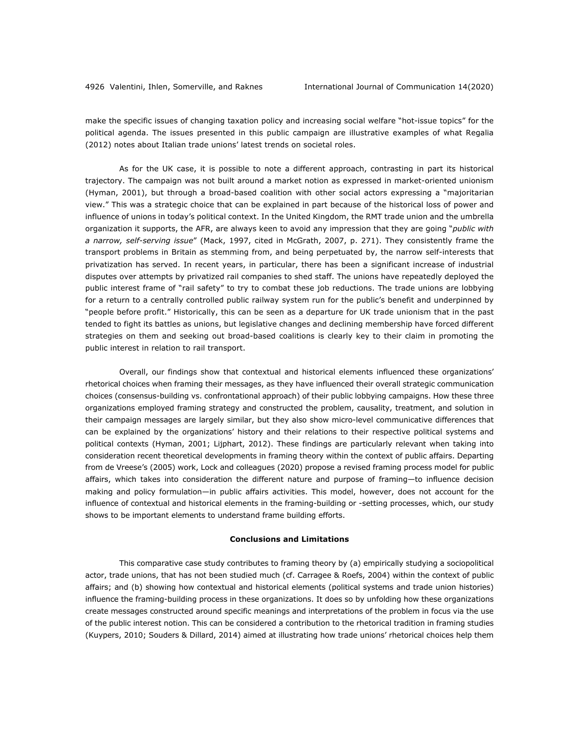make the specific issues of changing taxation policy and increasing social welfare "hot-issue topics" for the political agenda. The issues presented in this public campaign are illustrative examples of what Regalia (2012) notes about Italian trade unions' latest trends on societal roles.

As for the UK case, it is possible to note a different approach, contrasting in part its historical trajectory. The campaign was not built around a market notion as expressed in market-oriented unionism (Hyman, 2001), but through a broad-based coalition with other social actors expressing a "majoritarian view." This was a strategic choice that can be explained in part because of the historical loss of power and influence of unions in today's political context. In the United Kingdom, the RMT trade union and the umbrella organization it supports, the AFR, are always keen to avoid any impression that they are going "*public with a narrow, self-serving issue*" (Mack, 1997, cited in McGrath, 2007, p. 271). They consistently frame the transport problems in Britain as stemming from, and being perpetuated by, the narrow self-interests that privatization has served. In recent years, in particular, there has been a significant increase of industrial disputes over attempts by privatized rail companies to shed staff. The unions have repeatedly deployed the public interest frame of "rail safety" to try to combat these job reductions. The trade unions are lobbying for a return to a centrally controlled public railway system run for the public's benefit and underpinned by "people before profit." Historically, this can be seen as a departure for UK trade unionism that in the past tended to fight its battles as unions, but legislative changes and declining membership have forced different strategies on them and seeking out broad-based coalitions is clearly key to their claim in promoting the public interest in relation to rail transport.

Overall, our findings show that contextual and historical elements influenced these organizations' rhetorical choices when framing their messages, as they have influenced their overall strategic communication choices (consensus-building vs. confrontational approach) of their public lobbying campaigns. How these three organizations employed framing strategy and constructed the problem, causality, treatment, and solution in their campaign messages are largely similar, but they also show micro-level communicative differences that can be explained by the organizations' history and their relations to their respective political systems and political contexts (Hyman, 2001; Lijphart, 2012). These findings are particularly relevant when taking into consideration recent theoretical developments in framing theory within the context of public affairs. Departing from de Vreese's (2005) work, Lock and colleagues (2020) propose a revised framing process model for public affairs, which takes into consideration the different nature and purpose of framing—to influence decision making and policy formulation—in public affairs activities. This model, however, does not account for the influence of contextual and historical elements in the framing-building or -setting processes, which, our study shows to be important elements to understand frame building efforts.

## Conclusions and Limitations

This comparative case study contributes to framing theory by (a) empirically studying a sociopolitical actor, trade unions, that has not been studied much (cf. Carragee & Roefs, 2004) within the context of public affairs; and (b) showing how contextual and historical elements (political systems and trade union histories) influence the framing-building process in these organizations. It does so by unfolding how these organizations create messages constructed around specific meanings and interpretations of the problem in focus via the use of the public interest notion. This can be considered a contribution to the rhetorical tradition in framing studies (Kuypers, 2010; Souders & Dillard, 2014) aimed at illustrating how trade unions' rhetorical choices help them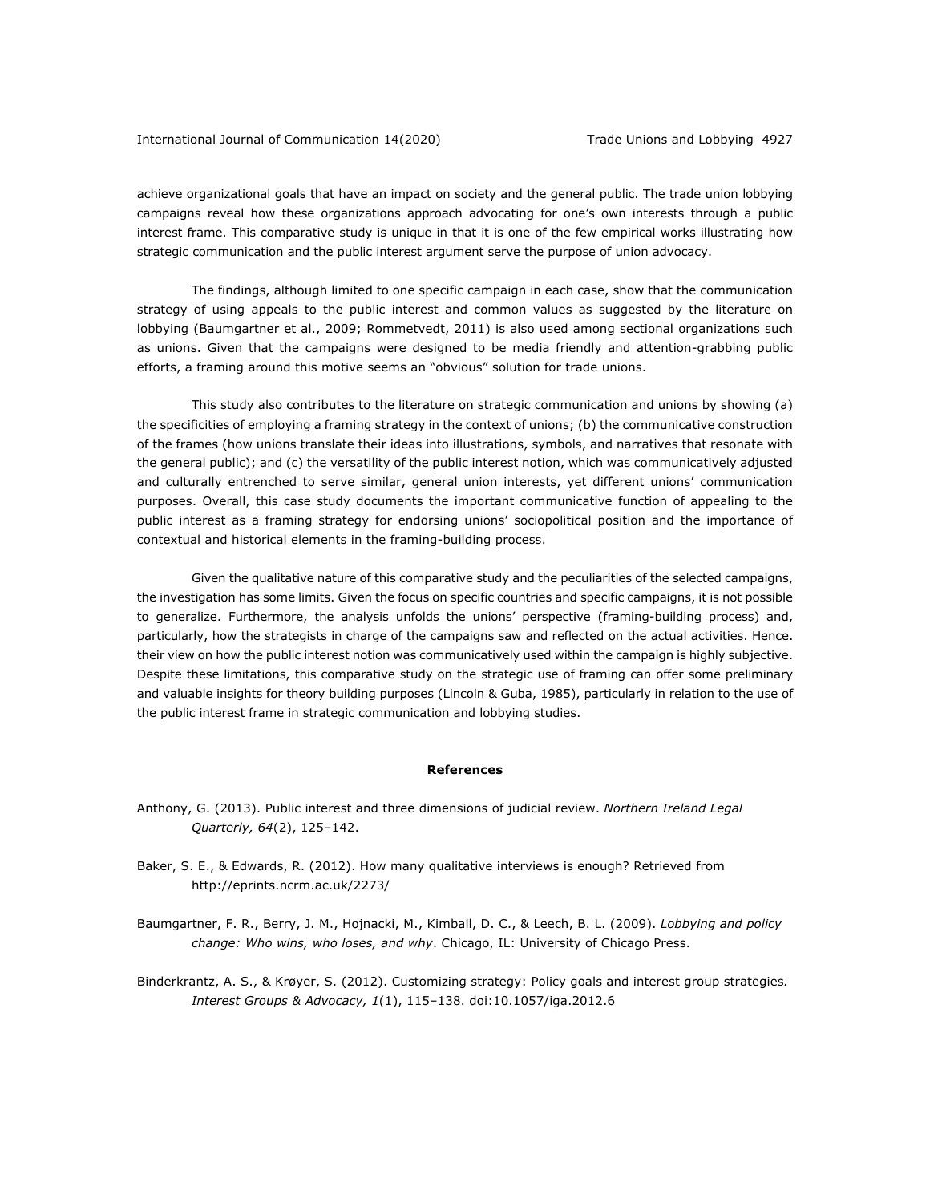achieve organizational goals that have an impact on society and the general public. The trade union lobbying campaigns reveal how these organizations approach advocating for one's own interests through a public interest frame. This comparative study is unique in that it is one of the few empirical works illustrating how strategic communication and the public interest argument serve the purpose of union advocacy.

The findings, although limited to one specific campaign in each case, show that the communication strategy of using appeals to the public interest and common values as suggested by the literature on lobbying (Baumgartner et al., 2009; Rommetvedt, 2011) is also used among sectional organizations such as unions. Given that the campaigns were designed to be media friendly and attention-grabbing public efforts, a framing around this motive seems an "obvious" solution for trade unions.

This study also contributes to the literature on strategic communication and unions by showing (a) the specificities of employing a framing strategy in the context of unions; (b) the communicative construction of the frames (how unions translate their ideas into illustrations, symbols, and narratives that resonate with the general public); and (c) the versatility of the public interest notion, which was communicatively adjusted and culturally entrenched to serve similar, general union interests, yet different unions' communication purposes. Overall, this case study documents the important communicative function of appealing to the public interest as a framing strategy for endorsing unions' sociopolitical position and the importance of contextual and historical elements in the framing-building process.

Given the qualitative nature of this comparative study and the peculiarities of the selected campaigns, the investigation has some limits. Given the focus on specific countries and specific campaigns, it is not possible to generalize. Furthermore, the analysis unfolds the unions' perspective (framing-building process) and, particularly, how the strategists in charge of the campaigns saw and reflected on the actual activities. Hence. their view on how the public interest notion was communicatively used within the campaign is highly subjective. Despite these limitations, this comparative study on the strategic use of framing can offer some preliminary and valuable insights for theory building purposes (Lincoln & Guba, 1985), particularly in relation to the use of the public interest frame in strategic communication and lobbying studies.

## References

Anthony, G. (2013). Public interest and three dimensions of judicial review. *Northern Ireland Legal Quarterly, 64*(2), 125–142.

Baker, S. E., & Edwards, R. (2012). How many qualitative interviews is enough? Retrieved from http://eprints.ncrm.ac.uk/2273/

Baumgartner, F. R., Berry, J. M., Hojnacki, M., Kimball, D. C., & Leech, B. L. (2009). *Lobbying and policy change: Who wins, who loses, and why*. Chicago, IL: University of Chicago Press.

Binderkrantz, A. S., & Krøyer, S. (2012). Customizing strategy: Policy goals and interest group strategies. *Interest Groups & Advocacy, 1*(1), 115–138. doi:10.1057/iga.2012.6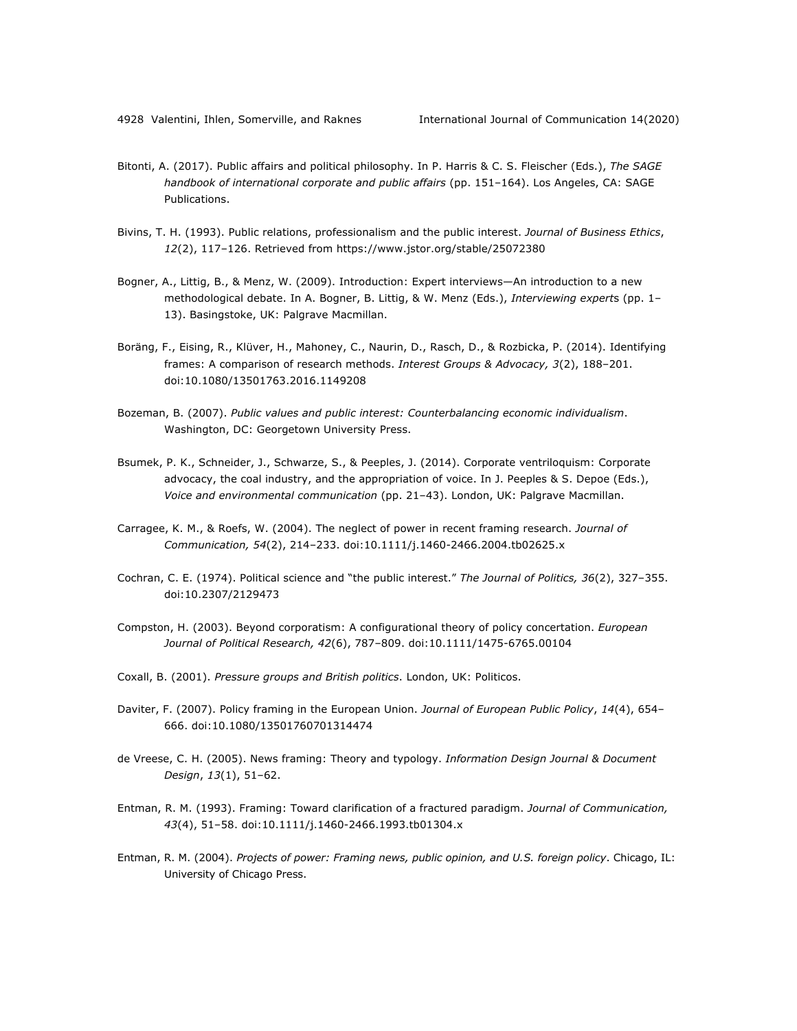Bitonti, A. (2017). Public affairs and political philosophy. In P. Harris & C. S. Fleischer (Eds.), *The SAGE handbook of international corporate and public affairs* (pp. 151–164). Los Angeles, CA: SAGE Publications.

Bivins, T. H. (1993). Public relations, professionalism and the public interest. *Journal of Business Ethics*, *12*(2), 117–126. Retrieved from https://www.jstor.org/stable/25072380

Bogner, A., Littig, B., & Menz, W. (2009). Introduction: Expert interviews—An introduction to a new methodological debate. In A. Bogner, B. Littig, & W. Menz (Eds.), *Interviewing experts* (pp. 1–13). Basingstoke, UK: Palgrave Macmillan.

Boräng, F., Eising, R., Klüver, H., Mahoney, C., Naurin, D., Rasch, D., & Rozbicka, P. (2014). Identifying frames: A comparison of research methods. *Interest Groups & Advocacy, 3*(2), 188–201. doi:10.1080/13501763.2016.1149208

Bozeman, B. (2007). *Public values and public interest: Counterbalancing economic individualism*. Washington, DC: Georgetown University Press.

Bsumek, P. K., Schneider, J., Schwarze, S., & Peeples, J. (2014). Corporate ventriloquism: Corporate advocacy, the coal industry, and the appropriation of voice. In J. Peeples & S. Depoe (Eds.), *Voice and environmental communication* (pp. 21–43). London, UK: Palgrave Macmillan.

Carragee, K. M., & Roefs, W. (2004). The neglect of power in recent framing research. *Journal of Communication, 54*(2), 214–233. doi:10.1111/j.1460-2466.2004.tb02625.x

Cochran, C. E. (1974). Political science and "the public interest." *The Journal of Politics, 36*(2), 327–355. doi:10.2307/2129473

Compston, H. (2003). Beyond corporatism: A configurational theory of policy concertation. *European Journal of Political Research, 42*(6), 787–809. doi:10.1111/1475-6765.00104

Coxall, B. (2001). *Pressure groups and British politics*. London, UK: Politicos.

Daviter, F. (2007). Policy framing in the European Union. *Journal of European Public Policy*, *14*(4), 654–666. doi:10.1080/13501760701314474

de Vreese, C. H. (2005). News framing: Theory and typology. *Information Design Journal & Document Design*, *13*(1), 51–62.

Entman, R. M. (1993). Framing: Toward clarification of a fractured paradigm. *Journal of Communication, 43*(4), 51–58. doi:10.1111/j.1460-2466.1993.tb01304.x

Entman, R. M. (2004). *Projects of power: Framing news, public opinion, and U.S. foreign policy*. Chicago, IL: University of Chicago Press.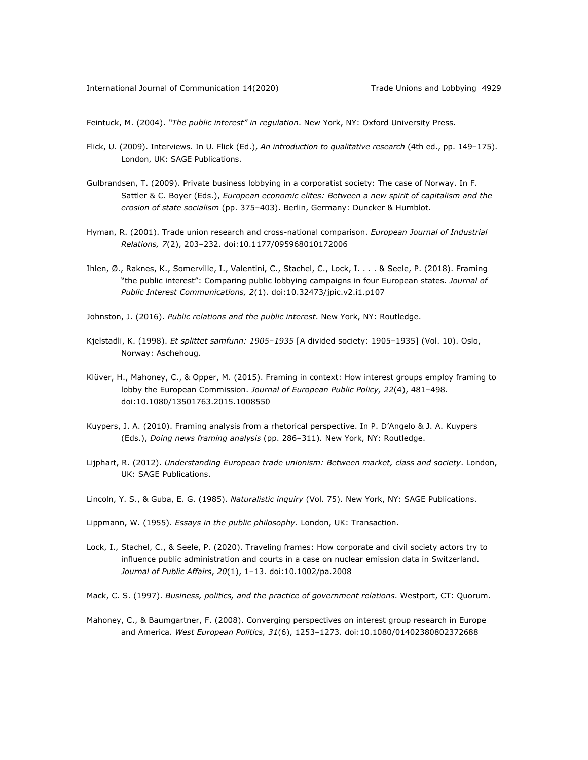Feintuck, M. (2004). *"The public interest" in regulation*. New York, NY: Oxford University Press.

Flick, U. (2009). Interviews. In U. Flick (Ed.), *An introduction to qualitative research* (4th ed., pp. 149–175). London, UK: SAGE Publications.

Gulbrandsen, T. (2009). Private business lobbying in a corporatist society: The case of Norway. In F. Sattler & C. Boyer (Eds.), *European economic elites: Between a new spirit of capitalism and the erosion of state socialism* (pp. 375–403). Berlin, Germany: Duncker & Humblot.

Hyman, R. (2001). Trade union research and cross-national comparison. *European Journal of Industrial Relations, 7*(2), 203–232. doi:10.1177/095968010172006

Ihlen, Ø., Raknes, K., Somerville, I., Valentini, C., Stachel, C., Lock, I. . . . & Seele, P. (2018). Framing "the public interest": Comparing public lobbying campaigns in four European states. *Journal of Public Interest Communications, 2*(1). doi:10.32473/jpic.v2.i1.p107

Johnston, J. (2016). *Public relations and the public interest*. New York, NY: Routledge.

Kjelstadli, K. (1998). *Et splittet samfunn: 1905–1935* [A divided society: 1905–1935] (Vol. 10). Oslo, Norway: Aschehoug.

Klüver, H., Mahoney, C., & Opper, M. (2015). Framing in context: How interest groups employ framing to lobby the European Commission. *Journal of European Public Policy, 22*(4), 481–498. doi:10.1080/13501763.2015.1008550

Kuypers, J. A. (2010). Framing analysis from a rhetorical perspective. In P. D'Angelo & J. A. Kuypers (Eds.), *Doing news framing analysis* (pp. 286–311). New York, NY: Routledge.

Lijphart, R. (2012). *Understanding European trade unionism: Between market, class and society*. London, UK: SAGE Publications.

Lincoln, Y. S., & Guba, E. G. (1985). *Naturalistic inquiry* (Vol. 75). New York, NY: SAGE Publications.

Lippmann, W. (1955). *Essays in the public philosophy*. London, UK: Transaction.

Lock, I., Stachel, C., & Seele, P. (2020). Traveling frames: How corporate and civil society actors try to influence public administration and courts in a case on nuclear emission data in Switzerland. *Journal of Public Affairs*, *20*(1), 1–13. doi:10.1002/pa.2008

Mack, C. S. (1997). *Business, politics, and the practice of government relations*. Westport, CT: Quorum.

Mahoney, C., & Baumgartner, F. (2008). Converging perspectives on interest group research in Europe and America. *West European Politics, 31*(6), 1253–1273. doi:10.1080/01402380802372688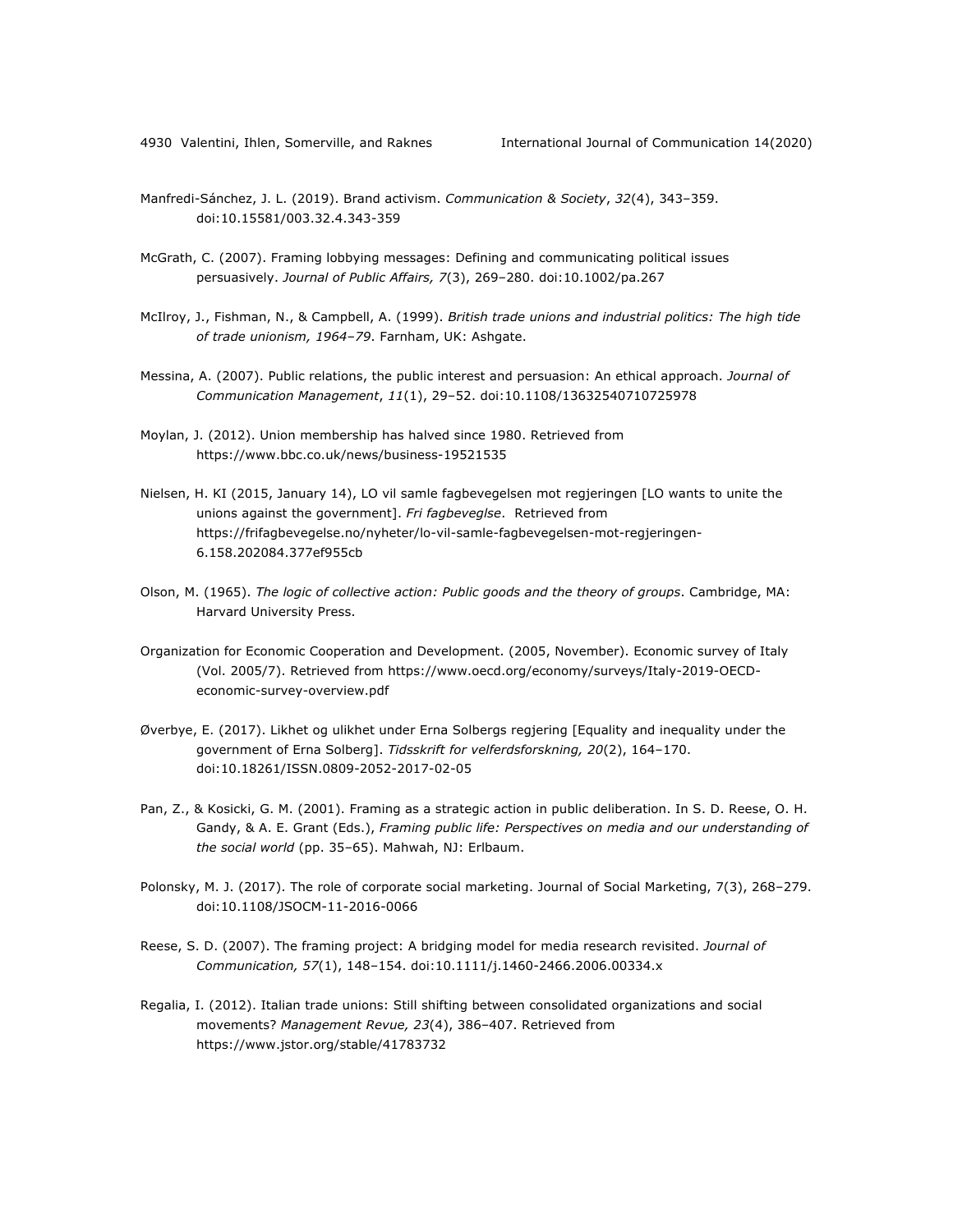Manfredi-Sánchez, J. L. (2019). Brand activism. *Communication & Society*, *32*(4), 343–359. doi:10.15581/003.32.4.343-359

McGrath, C. (2007). Framing lobbying messages: Defining and communicating political issues persuasively. *Journal of Public Affairs, 7*(3), 269–280. doi:10.1002/pa.267

McIlroy, J., Fishman, N., & Campbell, A. (1999). *British trade unions and industrial politics: The high tide of trade unionism, 1964–79*. Farnham, UK: Ashgate.

Messina, A. (2007). Public relations, the public interest and persuasion: An ethical approach. *Journal of Communication Management*, *11*(1), 29–52. doi:10.1108/13632540710725978

Moylan, J. (2012). Union membership has halved since 1980. Retrieved from https://www.bbc.co.uk/news/business-19521535

Nielsen, H. KI (2015, January 14), LO vil samle fagbevegelsen mot regjeringen [LO wants to unite the unions against the government]. *Fri fagbeveglse*. Retrieved from https://frifagbevegelse.no/nyheter/lo-vil-samle-fagbevegelsen-mot-regjeringen-6.158.202084.377ef955cb

Olson, M. (1965). *The logic of collective action: Public goods and the theory of groups*. Cambridge, MA: Harvard University Press.

Organization for Economic Cooperation and Development. (2005, November). Economic survey of Italy (Vol. 2005/7). Retrieved from https://www.oecd.org/economy/surveys/Italy-2019-OECD-economic-survey-overview.pdf

Øverbye, E. (2017). Likhet og ulikhet under Erna Solbergs regjering [Equality and inequality under the government of Erna Solberg]. *Tidsskrift for velferdsforskning, 20*(2), 164–170. doi:10.18261/ISSN.0809-2052-2017-02-05

Pan, Z., & Kosicki, G. M. (2001). Framing as a strategic action in public deliberation. In S. D. Reese, O. H. Gandy, & A. E. Grant (Eds.), *Framing public life: Perspectives on media and our understanding of the social world* (pp. 35–65). Mahwah, NJ: Erlbaum.

Polonsky, M. J. (2017). The role of corporate social marketing. Journal of Social Marketing, 7(3), 268–279. doi:10.1108/JSOCM-11-2016-0066

Reese, S. D. (2007). The framing project: A bridging model for media research revisited. *Journal of Communication, 57*(1), 148–154. doi:10.1111/j.1460-2466.2006.00334.x

Regalia, I. (2012). Italian trade unions: Still shifting between consolidated organizations and social movements? *Management Revue, 23*(4), 386–407. Retrieved from https://www.jstor.org/stable/41783732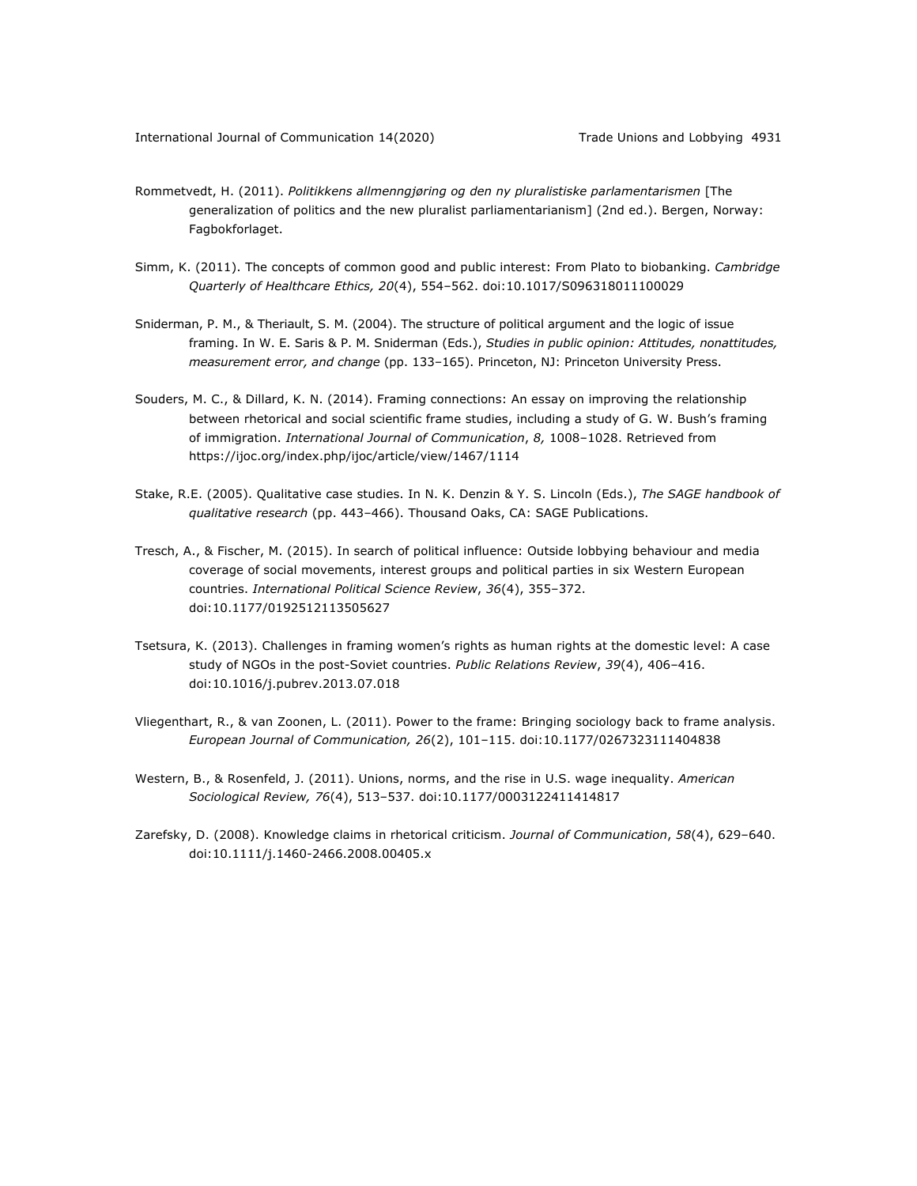Rommetvedt, H. (2011). *Politikkens allmenngjøring og den ny pluralistiske parlamentarismen* [The generalization of politics and the new pluralist parliamentarianism] (2nd ed.). Bergen, Norway: Fagbokforlaget.

Simm, K. (2011). The concepts of common good and public interest: From Plato to biobanking. *Cambridge Quarterly of Healthcare Ethics, 20*(4), 554–562. doi:10.1017/S096318011100029

Sniderman, P. M., & Theriault, S. M. (2004). The structure of political argument and the logic of issue framing. In W. E. Saris & P. M. Sniderman (Eds.), *Studies in public opinion: Attitudes, nonattitudes, measurement error, and change* (pp. 133–165). Princeton, NJ: Princeton University Press.

Souders, M. C., & Dillard, K. N. (2014). Framing connections: An essay on improving the relationship between rhetorical and social scientific frame studies, including a study of G. W. Bush's framing of immigration. *International Journal of Communication*, *8,* 1008–1028. Retrieved from https://ijoc.org/index.php/ijoc/article/view/1467/1114

Stake, R.E. (2005). Qualitative case studies. In N. K. Denzin & Y. S. Lincoln (Eds.), *The SAGE handbook of qualitative research* (pp. 443–466). Thousand Oaks, CA: SAGE Publications.

Tresch, A., & Fischer, M. (2015). In search of political influence: Outside lobbying behaviour and media coverage of social movements, interest groups and political parties in six Western European countries. *International Political Science Review*, *36*(4), 355–372. doi:10.1177/0192512113505627

Tsetsura, K. (2013). Challenges in framing women's rights as human rights at the domestic level: A case study of NGOs in the post-Soviet countries. *Public Relations Review*, *39*(4), 406–416. doi:10.1016/j.pubrev.2013.07.018

Vliegenthart, R., & van Zoonen, L. (2011). Power to the frame: Bringing sociology back to frame analysis. *European Journal of Communication, 26*(2), 101–115. doi:10.1177/0267323111404838

Western, B., & Rosenfeld, J. (2011). Unions, norms, and the rise in U.S. wage inequality. *American Sociological Review, 76*(4), 513–537. doi:10.1177/0003122411414817

Zarefsky, D. (2008). Knowledge claims in rhetorical criticism. *Journal of Communication*, *58*(4), 629–640. doi:10.1111/j.1460-2466.2008.00405.x